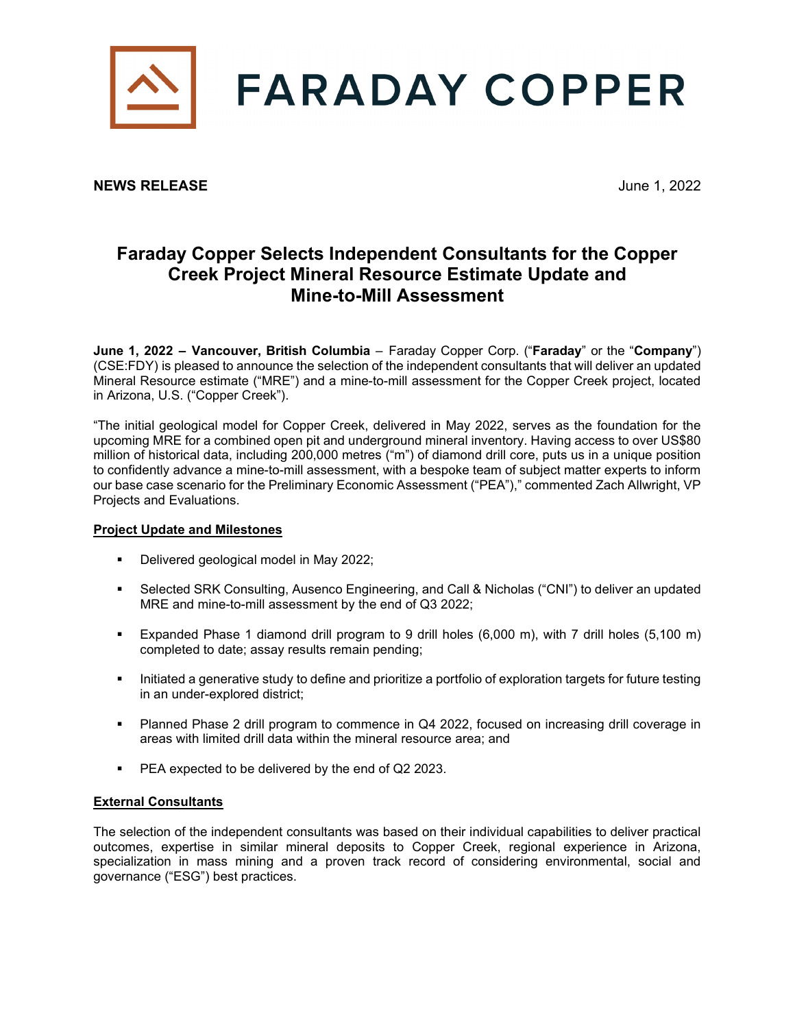# FARADAY COPPER

**NEWS RELEASE** June 1, 2022

## Faraday Copper Selects Independent Consultants for the Copper Creek Project Mineral Resource Estimate Update and Mine-to-Mill Assessment

**June 1, 2022 – Vancouver, British Columbia** – Faraday Copper Corp. ("**Faraday**" or the "**Company**") (CSE:FDY) is pleased to announce the selection of the independent consultants that will deliver an updated Mineral Resource estimate ("MRE") and a mine-to-mill assessment for the Copper Creek project, located in Arizona, U.S. ("Copper Creek").

"The initial geological model for Copper Creek, delivered in May 2022, serves as the foundation for the upcoming MRE for a combined open pit and underground mineral inventory. Having access to over US$80 million of historical data, including 200,000 metres ("m") of diamond drill core, puts us in a unique position to confidently advance a mine-to-mill assessment, with a bespoke team of subject matter experts to inform our base case scenario for the Preliminary Economic Assessment ("PEA")," commented Zach Allwright, VP Projects and Evaluations.

**Project Update and Milestones**

- Delivered geological model in May 2022;
- Selected SRK Consulting, Ausenco Engineering, and Call & Nicholas ("CNI") to deliver an updated MRE and mine-to-mill assessment by the end of Q3 2022;
- Expanded Phase 1 diamond drill program to 9 drill holes (6,000 m), with 7 drill holes (5,100 m) completed to date; assay results remain pending;
- Initiated a generative study to define and prioritize a portfolio of exploration targets for future testing in an under-explored district;
- Planned Phase 2 drill program to commence in Q4 2022, focused on increasing drill coverage in areas with limited drill data within the mineral resource area; and
- PEA expected to be delivered by the end of Q2 2023.

**External Consultants**

The selection of the independent consultants was based on their individual capabilities to deliver practical outcomes, expertise in similar mineral deposits to Copper Creek, regional experience in Arizona, specialization in mass mining and a proven track record of considering environmental, social and governance ("ESG") best practices.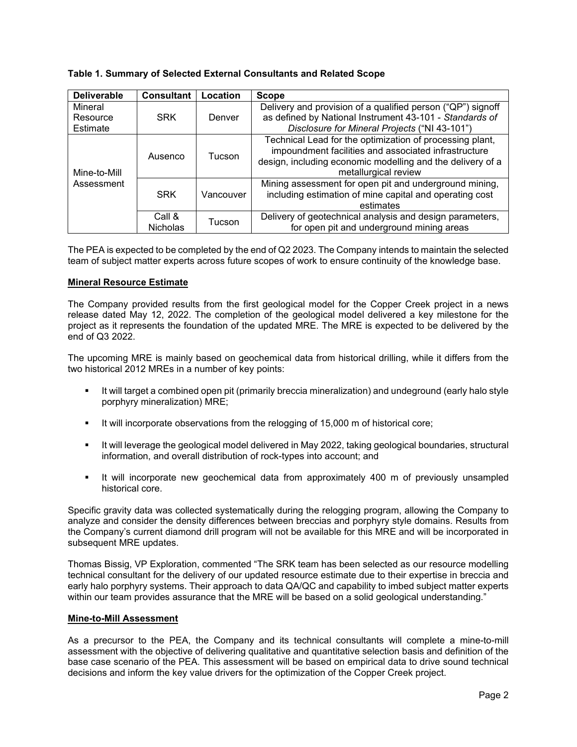**Table 1. Summary of Selected External Consultants and Related Scope**

| Deliverable | Consultant | Location | Scope |
|---|---|---|---|
| Mineral Resource Estimate | SRK | Denver | Delivery and provision of a qualified person ("QP") signoff as defined by National Instrument 43-101 - *Standards of Disclosure for Mineral Projects* ("NI 43-101") |
| Mine-to-Mill Assessment | Ausenco | Tucson | Technical Lead for the optimization of processing plant, impoundment facilities and associated infrastructure design, including economic modelling and the delivery of a metallurgical review |
| | SRK | Vancouver | Mining assessment for open pit and underground mining, including estimation of mine capital and operating cost estimates |
| | Call & Nicholas | Tucson | Delivery of geotechnical analysis and design parameters, for open pit and underground mining areas |

The PEA is expected to be completed by the end of Q2 2023. The Company intends to maintain the selected team of subject matter experts across future scopes of work to ensure continuity of the knowledge base.

**Mineral Resource Estimate**

The Company provided results from the first geological model for the Copper Creek project in a news release dated May 12, 2022. The completion of the geological model delivered a key milestone for the project as it represents the foundation of the updated MRE. The MRE is expected to be delivered by the end of Q3 2022.

The upcoming MRE is mainly based on geochemical data from historical drilling, while it differs from the two historical 2012 MREs in a number of key points:

- It will target a combined open pit (primarily breccia mineralization) and undeground (early halo style porphyry mineralization) MRE;
- It will incorporate observations from the relogging of 15,000 m of historical core;
- It will leverage the geological model delivered in May 2022, taking geological boundaries, structural information, and overall distribution of rock-types into account; and
- It will incorporate new geochemical data from approximately 400 m of previously unsampled historical core.

Specific gravity data was collected systematically during the relogging program, allowing the Company to analyze and consider the density differences between breccias and porphyry style domains. Results from the Company's current diamond drill program will not be available for this MRE and will be incorporated in subsequent MRE updates.

Thomas Bissig, VP Exploration, commented "The SRK team has been selected as our resource modelling technical consultant for the delivery of our updated resource estimate due to their expertise in breccia and early halo porphyry systems. Their approach to data QA/QC and capability to imbed subject matter experts within our team provides assurance that the MRE will be based on a solid geological understanding."

**Mine-to-Mill Assessment**

As a precursor to the PEA, the Company and its technical consultants will complete a mine-to-mill assessment with the objective of delivering qualitative and quantitative selection basis and definition of the base case scenario of the PEA. This assessment will be based on empirical data to drive sound technical decisions and inform the key value drivers for the optimization of the Copper Creek project.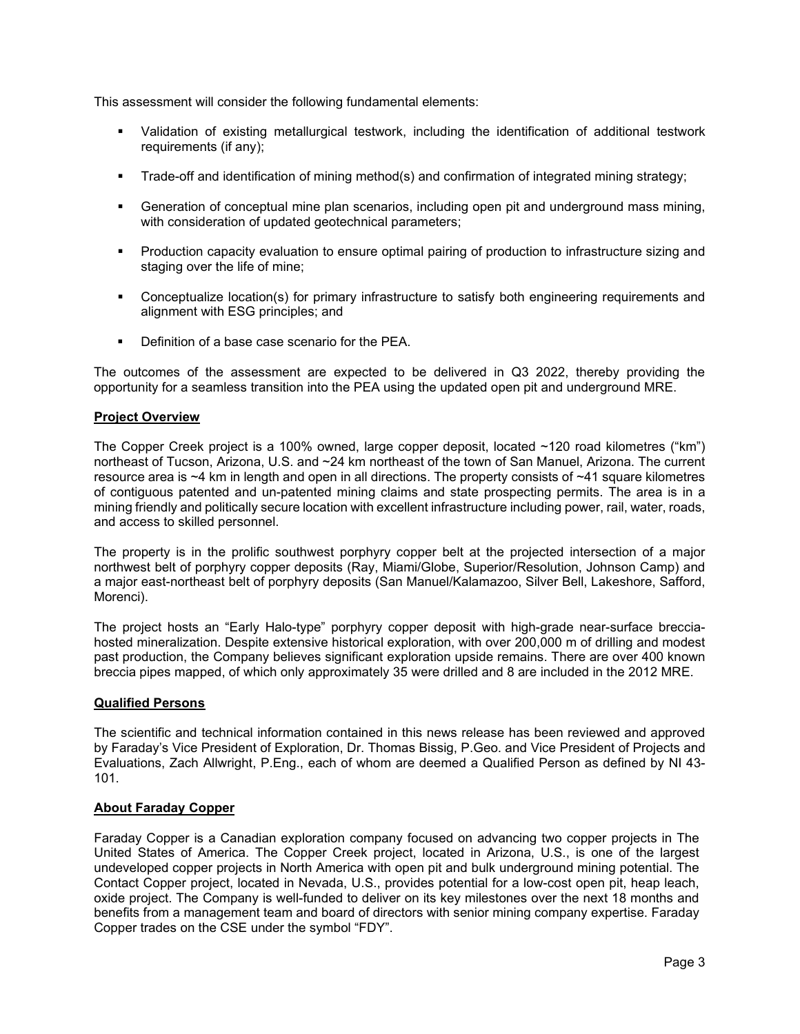This assessment will consider the following fundamental elements:

- Validation of existing metallurgical testwork, including the identification of additional testwork requirements (if any);
- Trade-off and identification of mining method(s) and confirmation of integrated mining strategy;
- Generation of conceptual mine plan scenarios, including open pit and underground mass mining, with consideration of updated geotechnical parameters;
- Production capacity evaluation to ensure optimal pairing of production to infrastructure sizing and staging over the life of mine;
- Conceptualize location(s) for primary infrastructure to satisfy both engineering requirements and alignment with ESG principles; and
- Definition of a base case scenario for the PEA.

The outcomes of the assessment are expected to be delivered in Q3 2022, thereby providing the opportunity for a seamless transition into the PEA using the updated open pit and underground MRE.

## Project Overview

The Copper Creek project is a 100% owned, large copper deposit, located ~120 road kilometres ("km") northeast of Tucson, Arizona, U.S. and ~24 km northeast of the town of San Manuel, Arizona. The current resource area is ~4 km in length and open in all directions. The property consists of ~41 square kilometres of contiguous patented and un-patented mining claims and state prospecting permits. The area is in a mining friendly and politically secure location with excellent infrastructure including power, rail, water, roads, and access to skilled personnel.

The property is in the prolific southwest porphyry copper belt at the projected intersection of a major northwest belt of porphyry copper deposits (Ray, Miami/Globe, Superior/Resolution, Johnson Camp) and a major east-northeast belt of porphyry deposits (San Manuel/Kalamazoo, Silver Bell, Lakeshore, Safford, Morenci).

The project hosts an "Early Halo-type" porphyry copper deposit with high-grade near-surface breccia-hosted mineralization. Despite extensive historical exploration, with over 200,000 m of drilling and modest past production, the Company believes significant exploration upside remains. There are over 400 known breccia pipes mapped, of which only approximately 35 were drilled and 8 are included in the 2012 MRE.

## Qualified Persons

The scientific and technical information contained in this news release has been reviewed and approved by Faraday's Vice President of Exploration, Dr. Thomas Bissig, P.Geo. and Vice President of Projects and Evaluations, Zach Allwright, P.Eng., each of whom are deemed a Qualified Person as defined by NI 43-101.

## About Faraday Copper

Faraday Copper is a Canadian exploration company focused on advancing two copper projects in The United States of America. The Copper Creek project, located in Arizona, U.S., is one of the largest undeveloped copper projects in North America with open pit and bulk underground mining potential. The Contact Copper project, located in Nevada, U.S., provides potential for a low-cost open pit, heap leach, oxide project. The Company is well-funded to deliver on its key milestones over the next 18 months and benefits from a management team and board of directors with senior mining company expertise. Faraday Copper trades on the CSE under the symbol "FDY".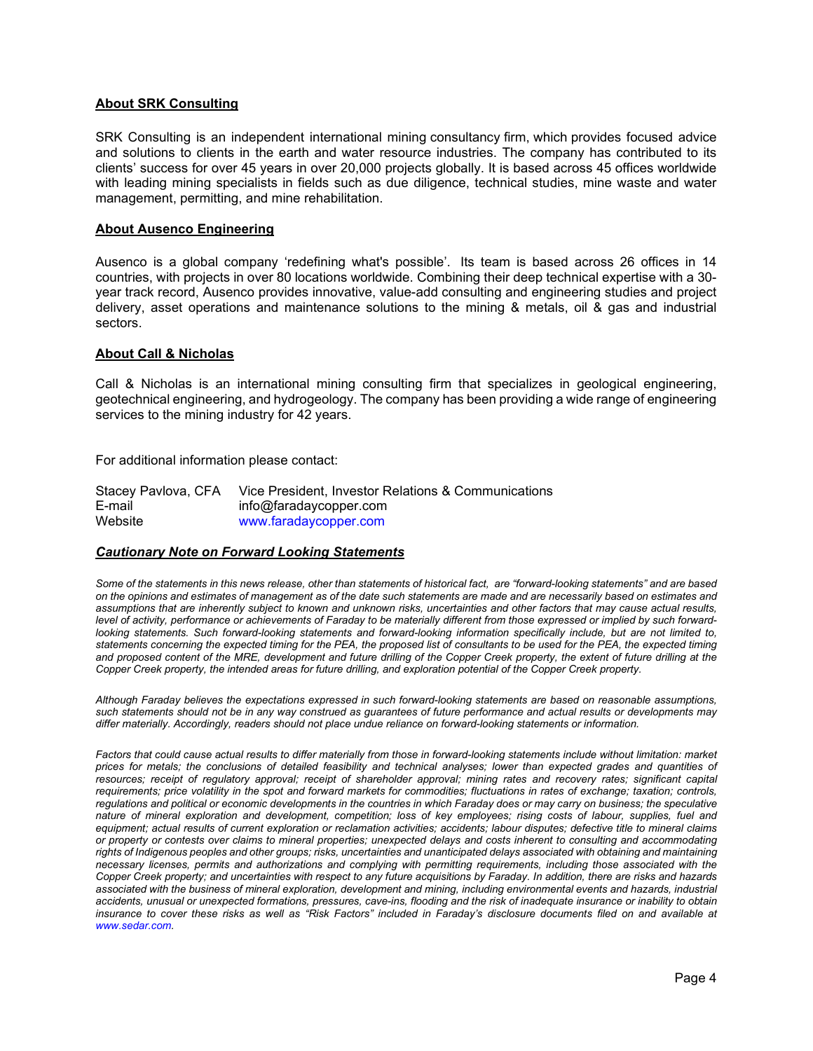## About SRK Consulting

SRK Consulting is an independent international mining consultancy firm, which provides focused advice and solutions to clients in the earth and water resource industries. The company has contributed to its clients' success for over 45 years in over 20,000 projects globally. It is based across 45 offices worldwide with leading mining specialists in fields such as due diligence, technical studies, mine waste and water management, permitting, and mine rehabilitation.

## About Ausenco Engineering

Ausenco is a global company 'redefining what's possible'. Its team is based across 26 offices in 14 countries, with projects in over 80 locations worldwide. Combining their deep technical expertise with a 30-year track record, Ausenco provides innovative, value-add consulting and engineering studies and project delivery, asset operations and maintenance solutions to the mining & metals, oil & gas and industrial sectors.

## About Call & Nicholas

Call & Nicholas is an international mining consulting firm that specializes in geological engineering, geotechnical engineering, and hydrogeology. The company has been providing a wide range of engineering services to the mining industry for 42 years.

For additional information please contact:

| | |
|---|---|
| Stacey Pavlova, CFA | Vice President, Investor Relations & Communications |
| E-mail | info@faradaycopper.com |
| Website | www.faradaycopper.com |

## *Cautionary Note on Forward Looking Statements*

*Some of the statements in this news release, other than statements of historical fact, are "forward-looking statements" and are based on the opinions and estimates of management as of the date such statements are made and are necessarily based on estimates and assumptions that are inherently subject to known and unknown risks, uncertainties and other factors that may cause actual results, level of activity, performance or achievements of Faraday to be materially different from those expressed or implied by such forward-looking statements. Such forward-looking statements and forward-looking information specifically include, but are not limited to, statements concerning the expected timing for the PEA, the proposed list of consultants to be used for the PEA, the expected timing and proposed content of the MRE, development and future drilling of the Copper Creek property, the extent of future drilling at the Copper Creek property, the intended areas for future drilling, and exploration potential of the Copper Creek property.*

*Although Faraday believes the expectations expressed in such forward-looking statements are based on reasonable assumptions, such statements should not be in any way construed as guarantees of future performance and actual results or developments may differ materially. Accordingly, readers should not place undue reliance on forward-looking statements or information.*

*Factors that could cause actual results to differ materially from those in forward-looking statements include without limitation: market prices for metals; the conclusions of detailed feasibility and technical analyses; lower than expected grades and quantities of resources; receipt of regulatory approval; receipt of shareholder approval; mining rates and recovery rates; significant capital requirements; price volatility in the spot and forward markets for commodities; fluctuations in rates of exchange; taxation; controls, regulations and political or economic developments in the countries in which Faraday does or may carry on business; the speculative nature of mineral exploration and development, competition; loss of key employees; rising costs of labour, supplies, fuel and equipment; actual results of current exploration or reclamation activities; accidents; labour disputes; defective title to mineral claims or property or contests over claims to mineral properties; unexpected delays and costs inherent to consulting and accommodating rights of Indigenous peoples and other groups; risks, uncertainties and unanticipated delays associated with obtaining and maintaining necessary licenses, permits and authorizations and complying with permitting requirements, including those associated with the Copper Creek property; and uncertainties with respect to any future acquisitions by Faraday. In addition, there are risks and hazards associated with the business of mineral exploration, development and mining, including environmental events and hazards, industrial accidents, unusual or unexpected formations, pressures, cave-ins, flooding and the risk of inadequate insurance or inability to obtain insurance to cover these risks as well as "Risk Factors" included in Faraday's disclosure documents filed on and available at www.sedar.com.*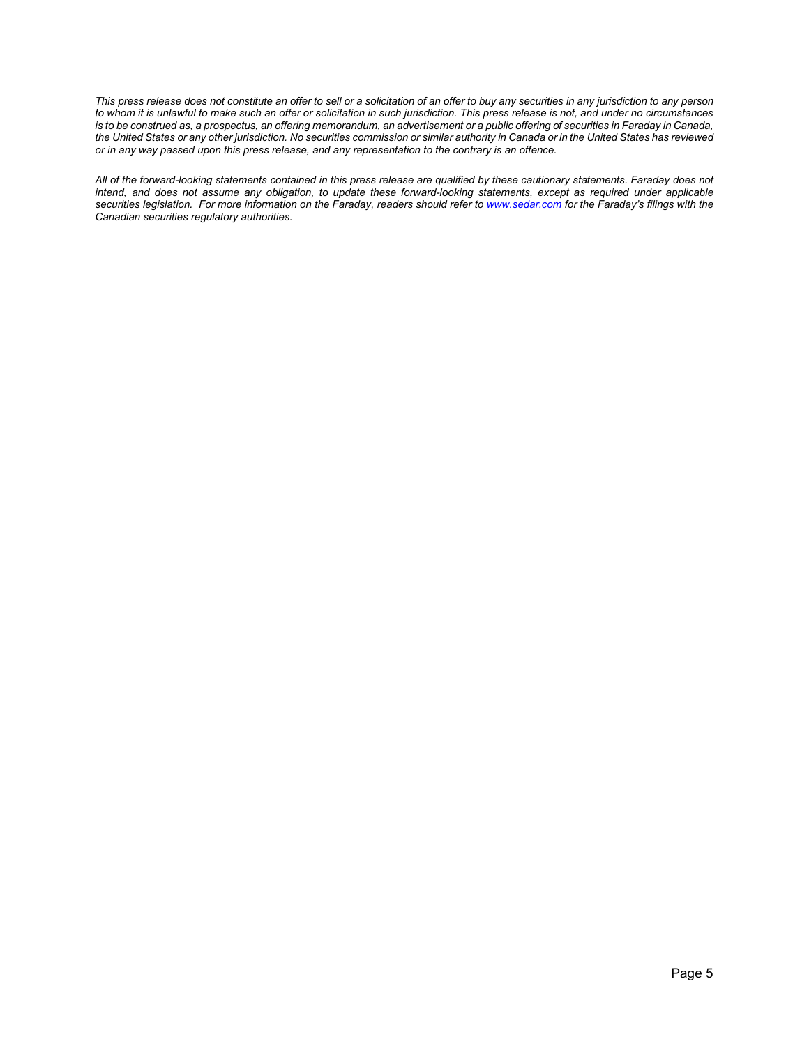*This press release does not constitute an offer to sell or a solicitation of an offer to buy any securities in any jurisdiction to any person to whom it is unlawful to make such an offer or solicitation in such jurisdiction. This press release is not, and under no circumstances is to be construed as, a prospectus, an offering memorandum, an advertisement or a public offering of securities in Faraday in Canada, the United States or any other jurisdiction. No securities commission or similar authority in Canada or in the United States has reviewed or in any way passed upon this press release, and any representation to the contrary is an offence.*

*All of the forward-looking statements contained in this press release are qualified by these cautionary statements. Faraday does not intend, and does not assume any obligation, to update these forward-looking statements, except as required under applicable securities legislation. For more information on the Faraday, readers should refer to www.sedar.com for the Faraday's filings with the Canadian securities regulatory authorities.*